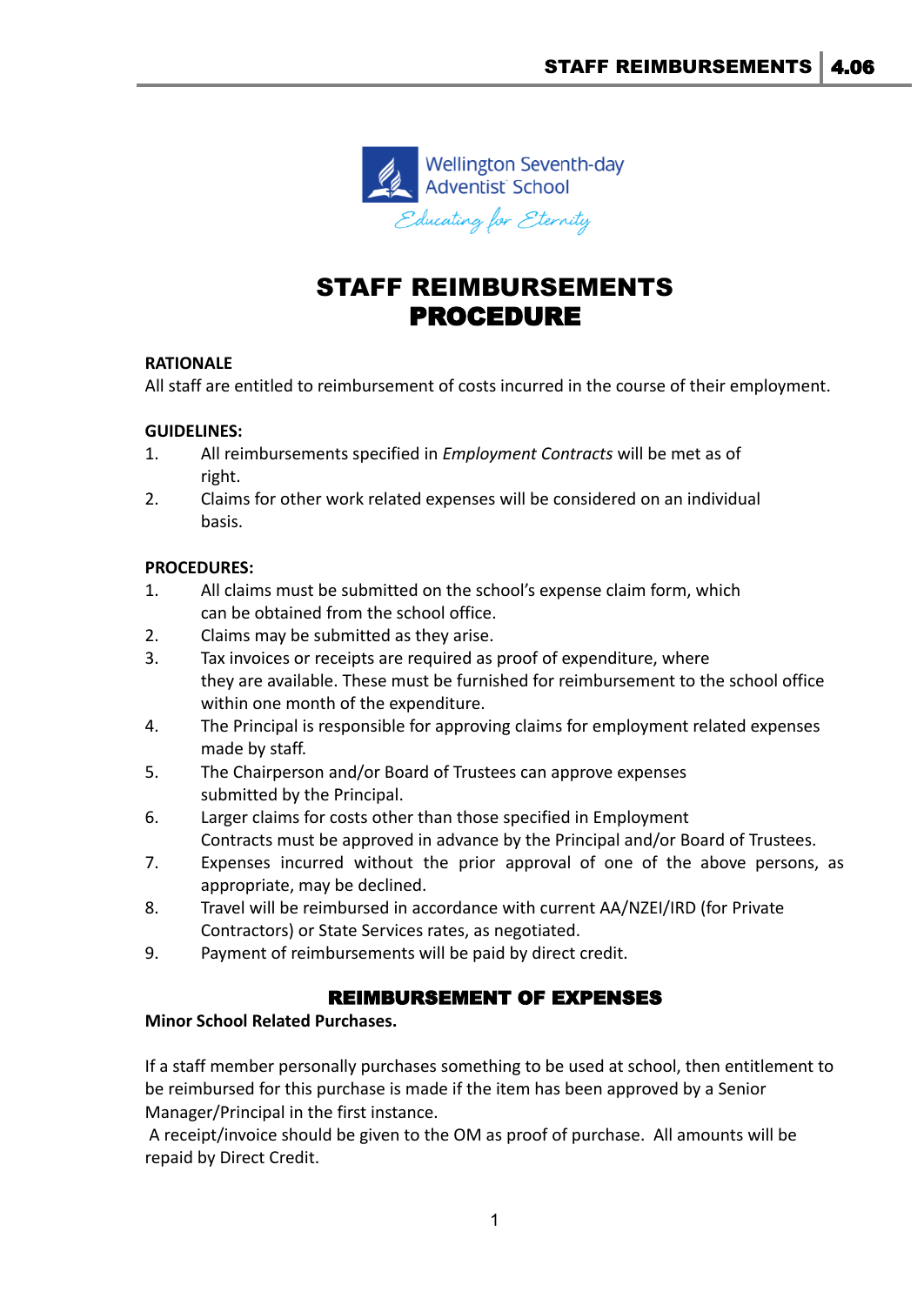Wellington Seventh-day Adventist School

*Educating for Eternity*

# STAFF REIMBURSEMENTS PROCEDURE

**RATIONALE**

All staff are entitled to reimbursement of costs incurred in the course of their employment.

**GUIDELINES:**

1. All reimbursements specified in *Employment Contracts* will be met as of right.
2. Claims for other work related expenses will be considered on an individual basis.

**PROCEDURES:**

1. All claims must be submitted on the school's expense claim form, which can be obtained from the school office.
2. Claims may be submitted as they arise.
3. Tax invoices or receipts are required as proof of expenditure, where they are available. These must be furnished for reimbursement to the school office within one month of the expenditure.
4. The Principal is responsible for approving claims for employment related expenses made by staff.
5. The Chairperson and/or Board of Trustees can approve expenses submitted by the Principal.
6. Larger claims for costs other than those specified in Employment Contracts must be approved in advance by the Principal and/or Board of Trustees.
7. Expenses incurred without the prior approval of one of the above persons, as appropriate, may be declined.
8. Travel will be reimbursed in accordance with current AA/NZEI/IRD (for Private Contractors) or State Services rates, as negotiated.
9. Payment of reimbursements will be paid by direct credit.

## REIMBURSEMENT OF EXPENSES

**Minor School Related Purchases.**

If a staff member personally purchases something to be used at school, then entitlement to be reimbursed for this purchase is made if the item has been approved by a Senior Manager/Principal in the first instance.

A receipt/invoice should be given to the OM as proof of purchase. All amounts will be repaid by Direct Credit.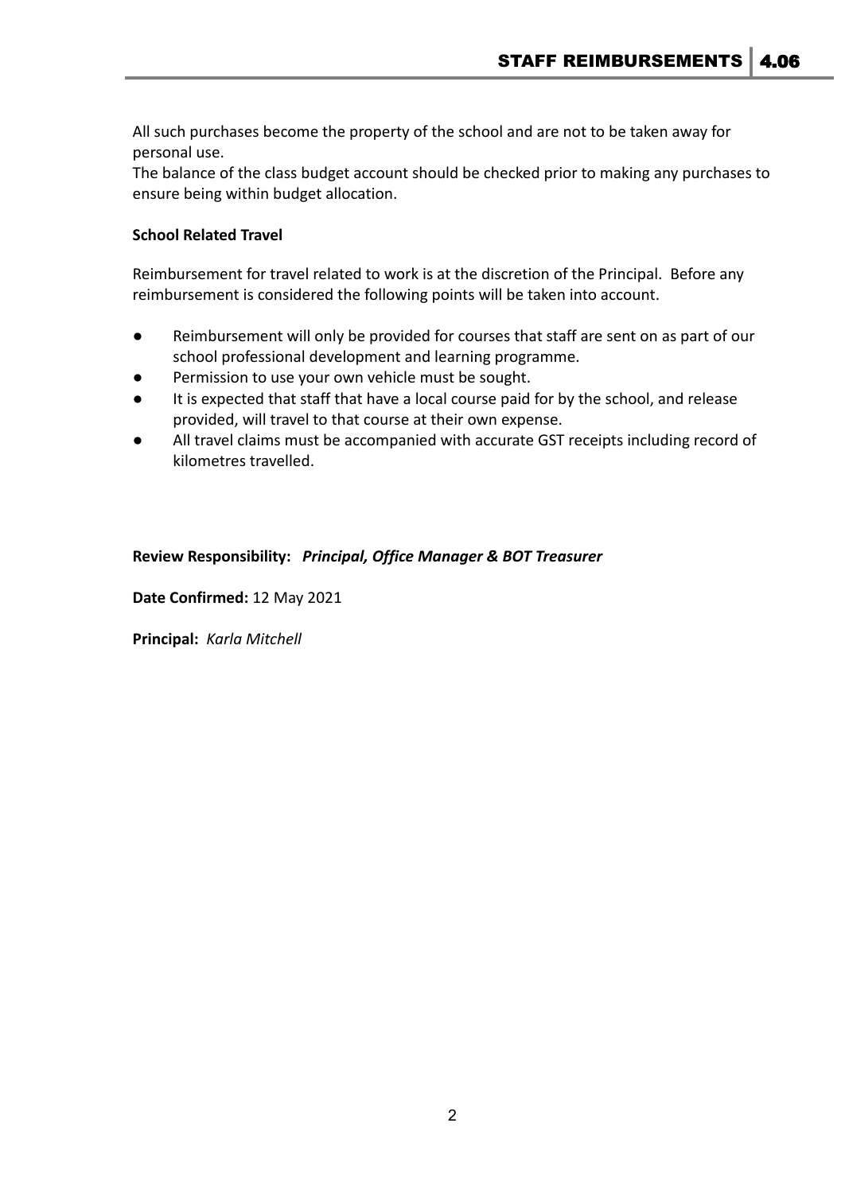All such purchases become the property of the school and are not to be taken away for personal use.
The balance of the class budget account should be checked prior to making any purchases to ensure being within budget allocation.

**School Related Travel**

Reimbursement for travel related to work is at the discretion of the Principal. Before any reimbursement is considered the following points will be taken into account.

- Reimbursement will only be provided for courses that staff are sent on as part of our school professional development and learning programme.
- Permission to use your own vehicle must be sought.
- It is expected that staff that have a local course paid for by the school, and release provided, will travel to that course at their own expense.
- All travel claims must be accompanied with accurate GST receipts including record of kilometres travelled.

**Review Responsibility:** ***Principal, Office Manager & BOT Treasurer***

**Date Confirmed:** 12 May 2021

**Principal:** *Karla Mitchell*